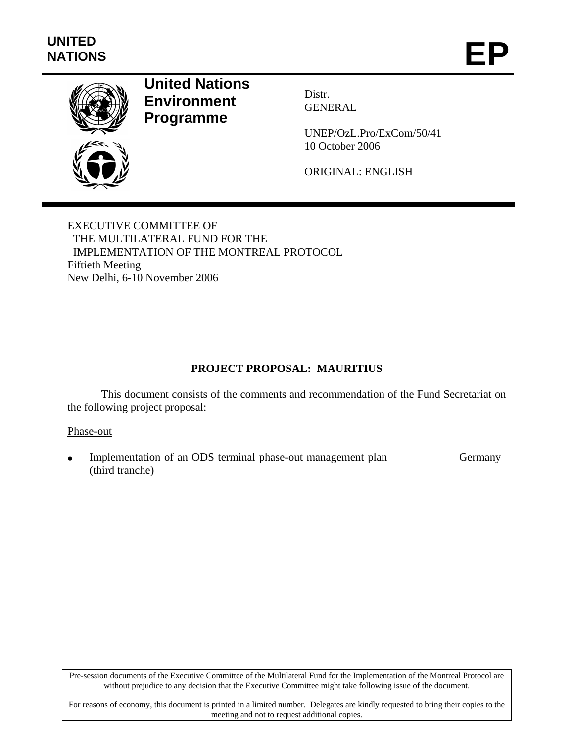UNITED NATIONS

# EP

**United Nations Environment Programme**

Distr.
GENERAL

UNEP/OzL.Pro/ExCom/50/41
10 October 2006

ORIGINAL: ENGLISH

EXECUTIVE COMMITTEE OF
THE MULTILATERAL FUND FOR THE
IMPLEMENTATION OF THE MONTREAL PROTOCOL
Fiftieth Meeting
New Delhi, 6-10 November 2006

## PROJECT PROPOSAL: MAURITIUS

This document consists of the comments and recommendation of the Fund Secretariat on the following project proposal:

Phase-out

- Implementation of an ODS terminal phase-out management plan (third tranche) — Germany

Pre-session documents of the Executive Committee of the Multilateral Fund for the Implementation of the Montreal Protocol are without prejudice to any decision that the Executive Committee might take following issue of the document.

For reasons of economy, this document is printed in a limited number. Delegates are kindly requested to bring their copies to the meeting and not to request additional copies.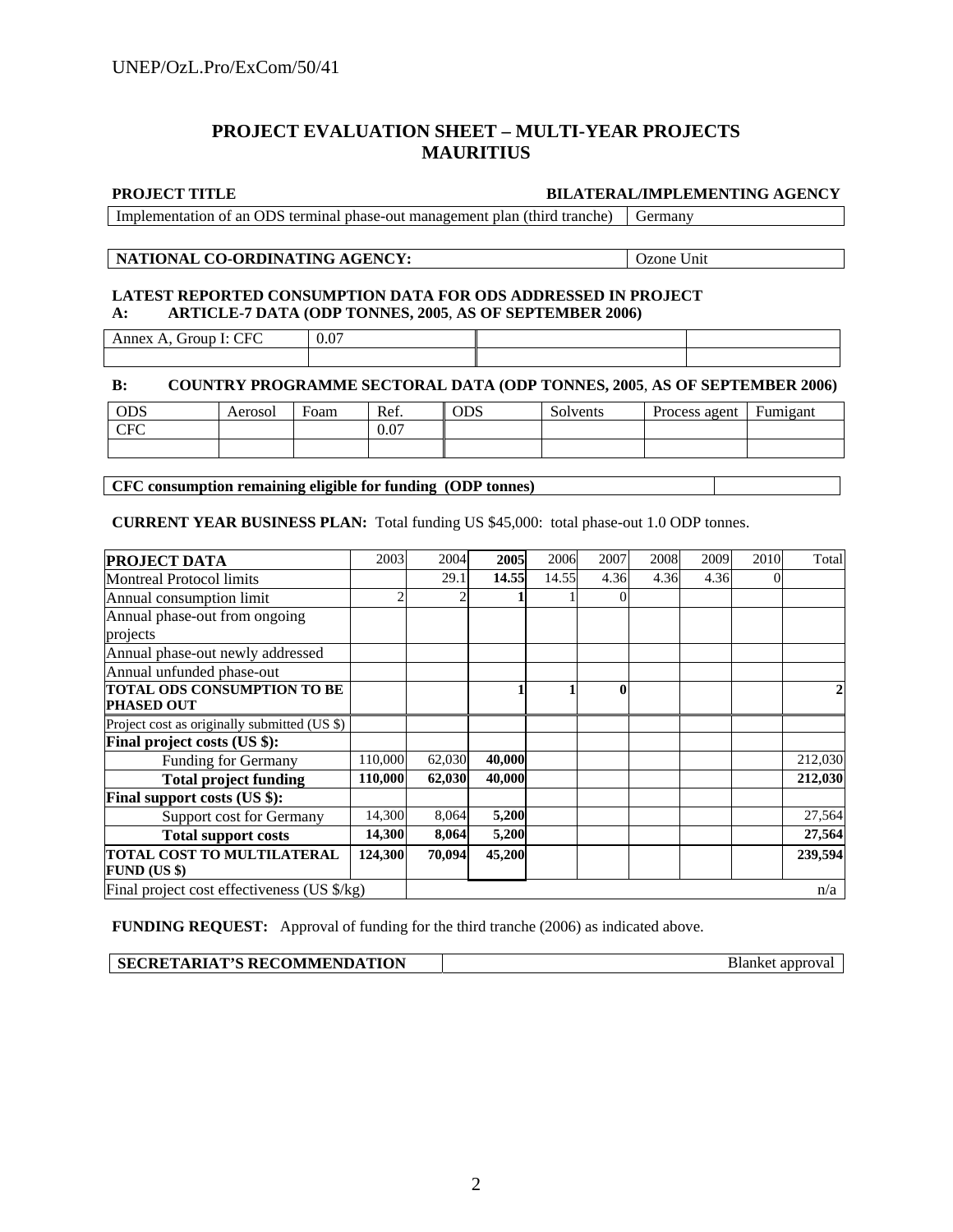## PROJECT EVALUATION SHEET – MULTI-YEAR PROJECTS
## MAURITIUS

| PROJECT TITLE | BILATERAL/IMPLEMENTING AGENCY |
|---|---|
| Implementation of an ODS terminal phase-out management plan (third tranche) | Germany |

| NATIONAL CO-ORDINATING AGENCY: | Ozone Unit |
|---|---|

**LATEST REPORTED CONSUMPTION DATA FOR ODS ADDRESSED IN PROJECT**

**A: ARTICLE-7 DATA (ODP TONNES, 2005, AS OF SEPTEMBER 2006)**

| Annex A, Group I: CFC | 0.07 | | |
|---|---|---|---|
| | | | |

**B: COUNTRY PROGRAMME SECTORAL DATA (ODP TONNES, 2005, AS OF SEPTEMBER 2006)**

| ODS | Aerosol | Foam | Ref. | ODS | Solvents | Process agent | Fumigant |
|---|---|---|---|---|---|---|---|
| CFC | | | 0.07 | | | | |
| | | | | | | | |

| CFC consumption remaining eligible for funding (ODP tonnes) | |
|---|---|

**CURRENT YEAR BUSINESS PLAN:** Total funding US $45,000: total phase-out 1.0 ODP tonnes.

| PROJECT DATA | 2003 | 2004 | 2005 | 2006 | 2007 | 2008 | 2009 | 2010 | Total |
|---|---|---|---|---|---|---|---|---|---|
| Montreal Protocol limits | | 29.1 | **14.55** | 14.55 | 4.36 | 4.36 | 4.36 | 0 | |
| Annual consumption limit | 2 | 2 | **1** | 1 | 0 | | | | |
| Annual phase-out from ongoing projects | | | | | | | | | |
| Annual phase-out newly addressed | | | | | | | | | |
| Annual unfunded phase-out | | | | | | | | | |
| **TOTAL ODS CONSUMPTION TO BE PHASED OUT** | | | **1** | **1** | **0** | | | | **2** |
| Project cost as originally submitted (US $) | | | | | | | | | |
| **Final project costs (US $):** | | | | | | | | | |
| Funding for Germany | 110,000 | 62,030 | **40,000** | | | | | | 212,030 |
| **Total project funding** | **110,000** | **62,030** | **40,000** | | | | | | **212,030** |
| **Final support costs (US $):** | | | | | | | | | |
| Support cost for Germany | 14,300 | 8,064 | **5,200** | | | | | | 27,564 |
| **Total support costs** | **14,300** | **8,064** | **5,200** | | | | | | **27,564** |
| **TOTAL COST TO MULTILATERAL FUND (US $)** | **124,300** | **70,094** | **45,200** | | | | | | **239,594** |
| Final project cost effectiveness (US $/kg) | | | | | | | | | n/a |

**FUNDING REQUEST:** Approval of funding for the third tranche (2006) as indicated above.

| SECRETARIAT'S RECOMMENDATION | Blanket approval |
|---|---|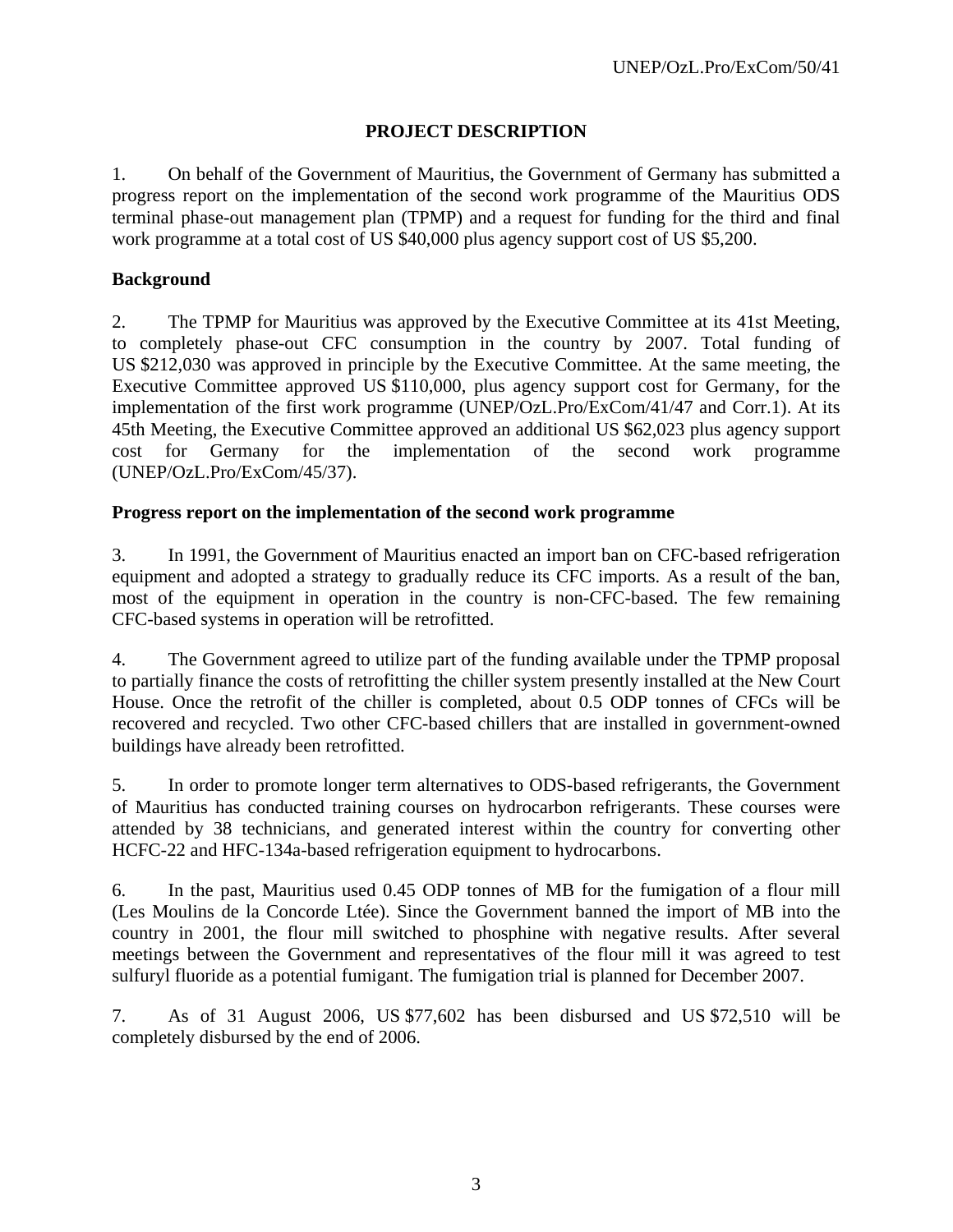## PROJECT DESCRIPTION

1. On behalf of the Government of Mauritius, the Government of Germany has submitted a progress report on the implementation of the second work programme of the Mauritius ODS terminal phase-out management plan (TPMP) and a request for funding for the third and final work programme at a total cost of US $40,000 plus agency support cost of US $5,200.

### Background

2. The TPMP for Mauritius was approved by the Executive Committee at its 41st Meeting, to completely phase-out CFC consumption in the country by 2007. Total funding of US $212,030 was approved in principle by the Executive Committee. At the same meeting, the Executive Committee approved US $110,000, plus agency support cost for Germany, for the implementation of the first work programme (UNEP/OzL.Pro/ExCom/41/47 and Corr.1). At its 45th Meeting, the Executive Committee approved an additional US $62,023 plus agency support cost for Germany for the implementation of the second work programme (UNEP/OzL.Pro/ExCom/45/37).

### Progress report on the implementation of the second work programme

3. In 1991, the Government of Mauritius enacted an import ban on CFC-based refrigeration equipment and adopted a strategy to gradually reduce its CFC imports. As a result of the ban, most of the equipment in operation in the country is non-CFC-based. The few remaining CFC-based systems in operation will be retrofitted.

4. The Government agreed to utilize part of the funding available under the TPMP proposal to partially finance the costs of retrofitting the chiller system presently installed at the New Court House. Once the retrofit of the chiller is completed, about 0.5 ODP tonnes of CFCs will be recovered and recycled. Two other CFC-based chillers that are installed in government-owned buildings have already been retrofitted.

5. In order to promote longer term alternatives to ODS-based refrigerants, the Government of Mauritius has conducted training courses on hydrocarbon refrigerants. These courses were attended by 38 technicians, and generated interest within the country for converting other HCFC-22 and HFC-134a-based refrigeration equipment to hydrocarbons.

6. In the past, Mauritius used 0.45 ODP tonnes of MB for the fumigation of a flour mill (Les Moulins de la Concorde Ltée). Since the Government banned the import of MB into the country in 2001, the flour mill switched to phosphine with negative results. After several meetings between the Government and representatives of the flour mill it was agreed to test sulfuryl fluoride as a potential fumigant. The fumigation trial is planned for December 2007.

7. As of 31 August 2006, US $77,602 has been disbursed and US $72,510 will be completely disbursed by the end of 2006.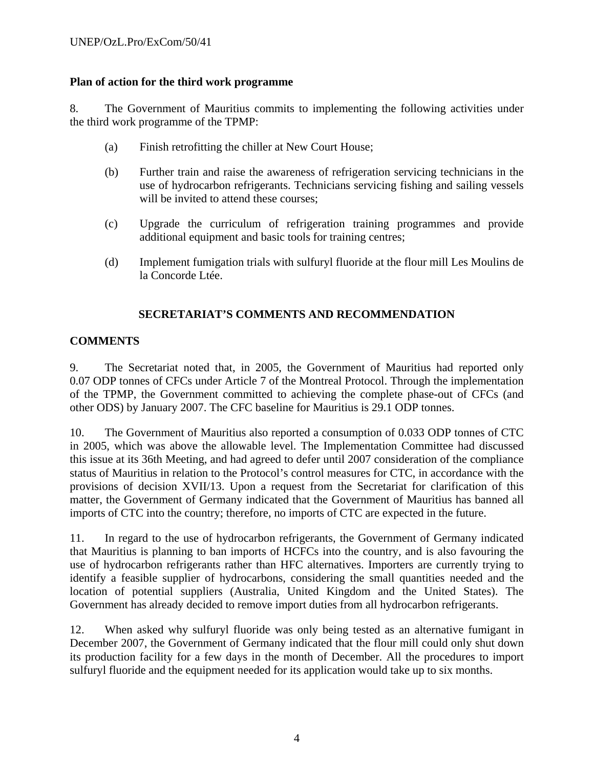**Plan of action for the third work programme**

8. The Government of Mauritius commits to implementing the following activities under the third work programme of the TPMP:

(a) Finish retrofitting the chiller at New Court House;

(b) Further train and raise the awareness of refrigeration servicing technicians in the use of hydrocarbon refrigerants. Technicians servicing fishing and sailing vessels will be invited to attend these courses;

(c) Upgrade the curriculum of refrigeration training programmes and provide additional equipment and basic tools for training centres;

(d) Implement fumigation trials with sulfuryl fluoride at the flour mill Les Moulins de la Concorde Ltée.

## SECRETARIAT'S COMMENTS AND RECOMMENDATION

### COMMENTS

9. The Secretariat noted that, in 2005, the Government of Mauritius had reported only 0.07 ODP tonnes of CFCs under Article 7 of the Montreal Protocol. Through the implementation of the TPMP, the Government committed to achieving the complete phase-out of CFCs (and other ODS) by January 2007. The CFC baseline for Mauritius is 29.1 ODP tonnes.

10. The Government of Mauritius also reported a consumption of 0.033 ODP tonnes of CTC in 2005, which was above the allowable level. The Implementation Committee had discussed this issue at its 36th Meeting, and had agreed to defer until 2007 consideration of the compliance status of Mauritius in relation to the Protocol's control measures for CTC, in accordance with the provisions of decision XVII/13. Upon a request from the Secretariat for clarification of this matter, the Government of Germany indicated that the Government of Mauritius has banned all imports of CTC into the country; therefore, no imports of CTC are expected in the future.

11. In regard to the use of hydrocarbon refrigerants, the Government of Germany indicated that Mauritius is planning to ban imports of HCFCs into the country, and is also favouring the use of hydrocarbon refrigerants rather than HFC alternatives. Importers are currently trying to identify a feasible supplier of hydrocarbons, considering the small quantities needed and the location of potential suppliers (Australia, United Kingdom and the United States). The Government has already decided to remove import duties from all hydrocarbon refrigerants.

12. When asked why sulfuryl fluoride was only being tested as an alternative fumigant in December 2007, the Government of Germany indicated that the flour mill could only shut down its production facility for a few days in the month of December. All the procedures to import sulfuryl fluoride and the equipment needed for its application would take up to six months.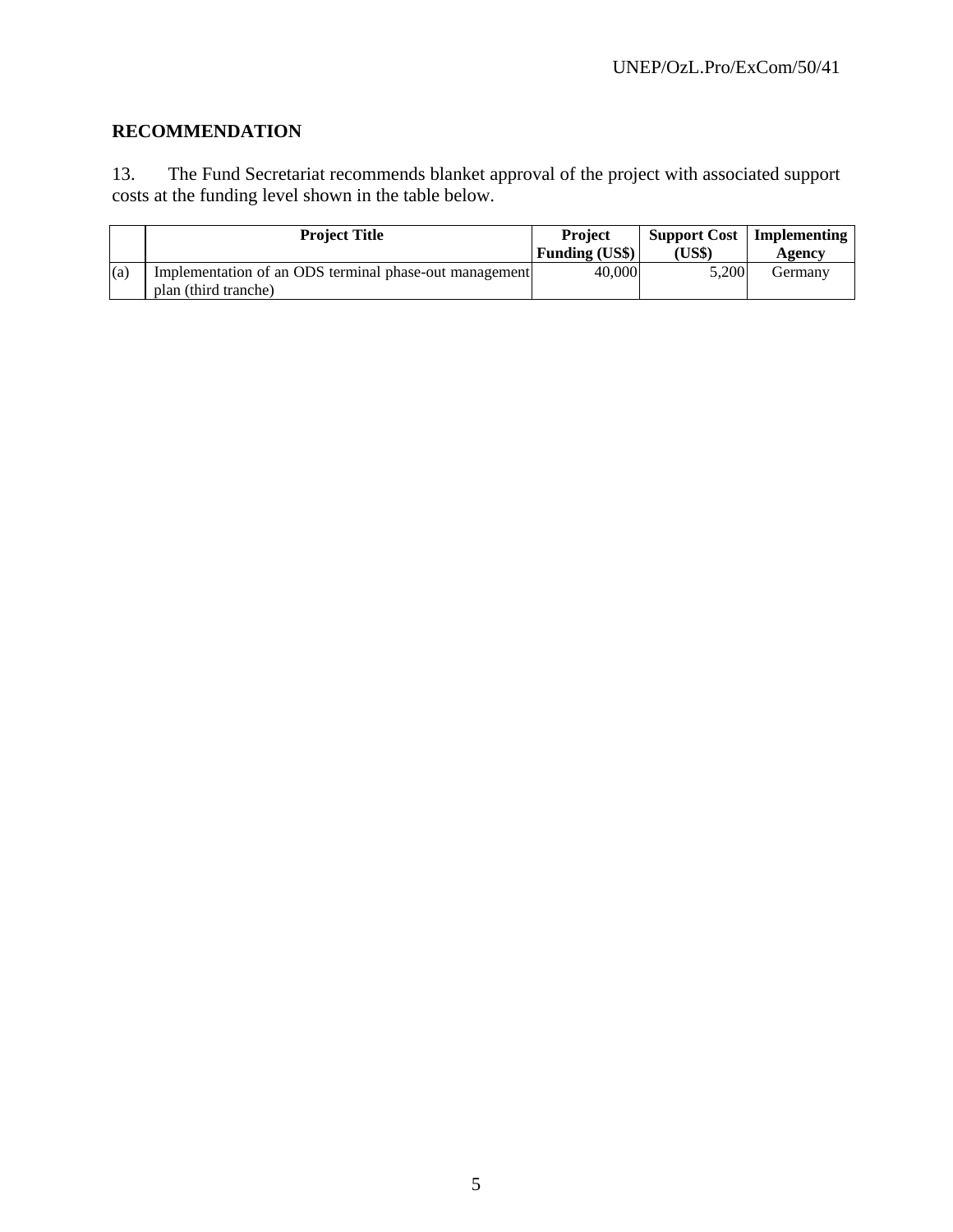## RECOMMENDATION

13. The Fund Secretariat recommends blanket approval of the project with associated support costs at the funding level shown in the table below.

| | Project Title | Project Funding (US$) | Support Cost (US$) | Implementing Agency |
|---|---|---|---|---|
| (a) | Implementation of an ODS terminal phase-out management plan (third tranche) | 40,000 | 5,200 | Germany |